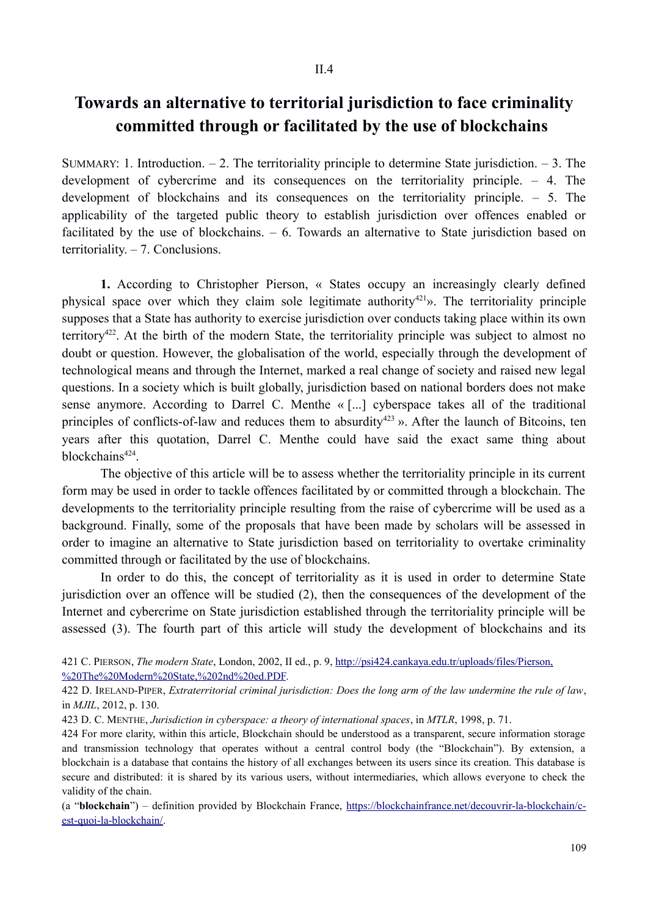II.4

# Towards an alternative to territorial jurisdiction to face criminality committed through or facilitated by the use of blockchains

SUMMARY: 1. Introduction. – 2. The territoriality principle to determine State jurisdiction. – 3. The development of cybercrime and its consequences on the territoriality principle. – 4. The development of blockchains and its consequences on the territoriality principle. – 5. The applicability of the targeted public theory to establish jurisdiction over offences enabled or facilitated by the use of blockchains. – 6. Towards an alternative to State jurisdiction based on territoriality. – 7. Conclusions.

**1.** According to Christopher Pierson, « States occupy an increasingly clearly defined physical space over which they claim sole legitimate authority[421]». The territoriality principle supposes that a State has authority to exercise jurisdiction over conducts taking place within its own territory[422]. At the birth of the modern State, the territoriality principle was subject to almost no doubt or question. However, the globalisation of the world, especially through the development of technological means and through the Internet, marked a real change of society and raised new legal questions. In a society which is built globally, jurisdiction based on national borders does not make sense anymore. According to Darrel C. Menthe « [...] cyberspace takes all of the traditional principles of conflicts-of-law and reduces them to absurdity[423] ». After the launch of Bitcoins, ten years after this quotation, Darrel C. Menthe could have said the exact same thing about blockchains[424].

The objective of this article will be to assess whether the territoriality principle in its current form may be used in order to tackle offences facilitated by or committed through a blockchain. The developments to the territoriality principle resulting from the raise of cybercrime will be used as a background. Finally, some of the proposals that have been made by scholars will be assessed in order to imagine an alternative to State jurisdiction based on territoriality to overtake criminality committed through or facilitated by the use of blockchains.

In order to do this, the concept of territoriality as it is used in order to determine State jurisdiction over an offence will be studied (2), then the consequences of the development of the Internet and cybercrime on State jurisdiction established through the territoriality principle will be assessed (3). The fourth part of this article will study the development of blockchains and its

---

421 C. PIERSON, *The modern State*, London, 2002, II ed., p. 9, http://psi424.cankaya.edu.tr/uploads/files/Pierson,%20The%20Modern%20State,%202nd%20ed.PDF.

422 D. IRELAND-PIPER, *Extraterritorial criminal jurisdiction: Does the long arm of the law undermine the rule of law*, in *MJIL*, 2012, p. 130.

423 D. C. MENTHE, *Jurisdiction in cyberspace: a theory of international spaces*, in *MTLR*, 1998, p. 71.

424 For more clarity, within this article, Blockchain should be understood as a transparent, secure information storage and transmission technology that operates without a central control body (the "Blockchain"). By extension, a blockchain is a database that contains the history of all exchanges between its users since its creation. This database is secure and distributed: it is shared by its various users, without intermediaries, which allows everyone to check the validity of the chain.

(a "**blockchain**") – definition provided by Blockchain France, https://blockchainfrance.net/decouvrir-la-blockchain/c-est-quoi-la-blockchain/.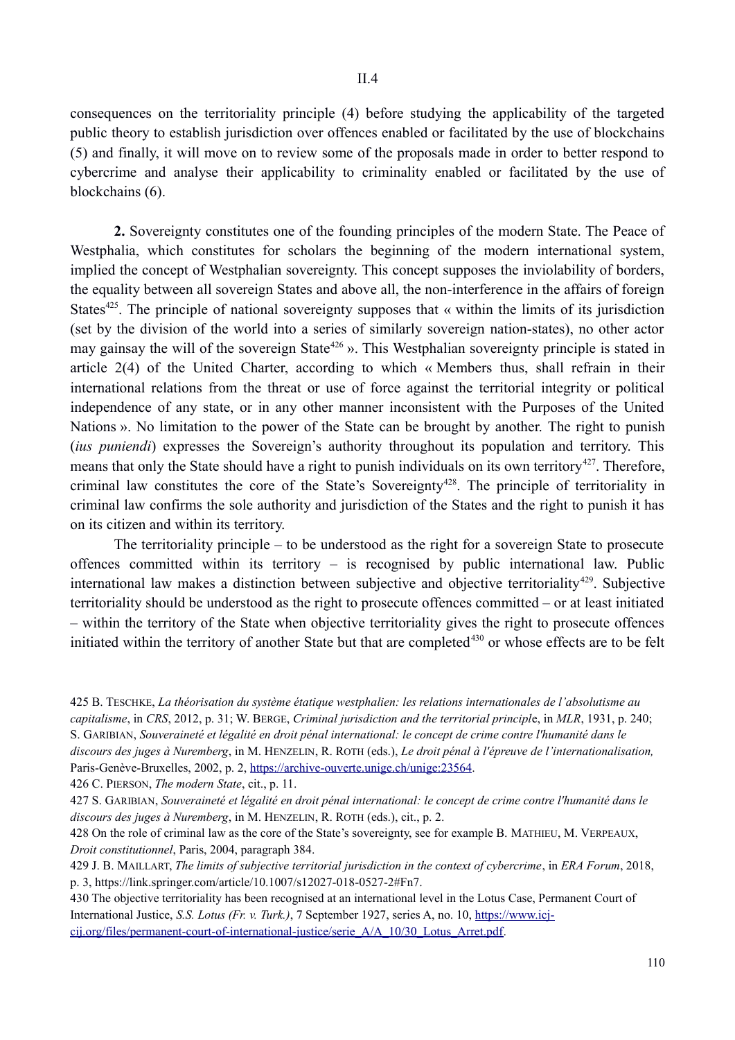consequences on the territoriality principle (4) before studying the applicability of the targeted public theory to establish jurisdiction over offences enabled or facilitated by the use of blockchains (5) and finally, it will move on to review some of the proposals made in order to better respond to cybercrime and analyse their applicability to criminality enabled or facilitated by the use of blockchains (6).

**2.** Sovereignty constitutes one of the founding principles of the modern State. The Peace of Westphalia, which constitutes for scholars the beginning of the modern international system, implied the concept of Westphalian sovereignty. This concept supposes the inviolability of borders, the equality between all sovereign States and above all, the non-interference in the affairs of foreign States[425]. The principle of national sovereignty supposes that « within the limits of its jurisdiction (set by the division of the world into a series of similarly sovereign nation-states), no other actor may gainsay the will of the sovereign State[426] ». This Westphalian sovereignty principle is stated in article 2(4) of the United Charter, according to which « Members thus, shall refrain in their international relations from the threat or use of force against the territorial integrity or political independence of any state, or in any other manner inconsistent with the Purposes of the United Nations ». No limitation to the power of the State can be brought by another. The right to punish (*ius puniendi*) expresses the Sovereign's authority throughout its population and territory. This means that only the State should have a right to punish individuals on its own territory[427]. Therefore, criminal law constitutes the core of the State's Sovereignty[428]. The principle of territoriality in criminal law confirms the sole authority and jurisdiction of the States and the right to punish it has on its citizen and within its territory.

The territoriality principle – to be understood as the right for a sovereign State to prosecute offences committed within its territory – is recognised by public international law. Public international law makes a distinction between subjective and objective territoriality[429]. Subjective territoriality should be understood as the right to prosecute offences committed – or at least initiated – within the territory of the State when objective territoriality gives the right to prosecute offences initiated within the territory of another State but that are completed[430] or whose effects are to be felt

425 B. TESCHKE, *La théorisation du système étatique westphalien: les relations internationales de l'absolutisme au capitalisme*, in *CRS*, 2012, p. 31; W. BERGE, *Criminal jurisdiction and the territorial principle*, in *MLR*, 1931, p. 240; S. GARIBIAN, *Souveraineté et légalité en droit pénal international: le concept de crime contre l'humanité dans le discours des juges à Nuremberg*, in M. HENZELIN, R. ROTH (eds.), *Le droit pénal à l'épreuve de l'internationalisation,* Paris-Genève-Bruxelles, 2002, p. 2, https://archive-ouverte.unige.ch/unige:23564.

426 C. PIERSON, *The modern State*, cit., p. 11.

427 S. GARIBIAN, *Souveraineté et légalité en droit pénal international: le concept de crime contre l'humanité dans le discours des juges à Nuremberg*, in M. HENZELIN, R. ROTH (eds.), cit., p. 2.

428 On the role of criminal law as the core of the State's sovereignty, see for example B. MATHIEU, M. VERPEAUX, *Droit constitutionnel*, Paris, 2004, paragraph 384.

429 J. B. MAILLART, *The limits of subjective territorial jurisdiction in the context of cybercrime*, in *ERA Forum*, 2018, p. 3, https://link.springer.com/article/10.1007/s12027-018-0527-2#Fn7.

430 The objective territoriality has been recognised at an international level in the Lotus Case, Permanent Court of International Justice, *S.S. Lotus (Fr. v. Turk.)*, 7 September 1927, series A, no. 10, https://www.icj-cij.org/files/permanent-court-of-international-justice/serie_A/A_10/30_Lotus_Arret.pdf.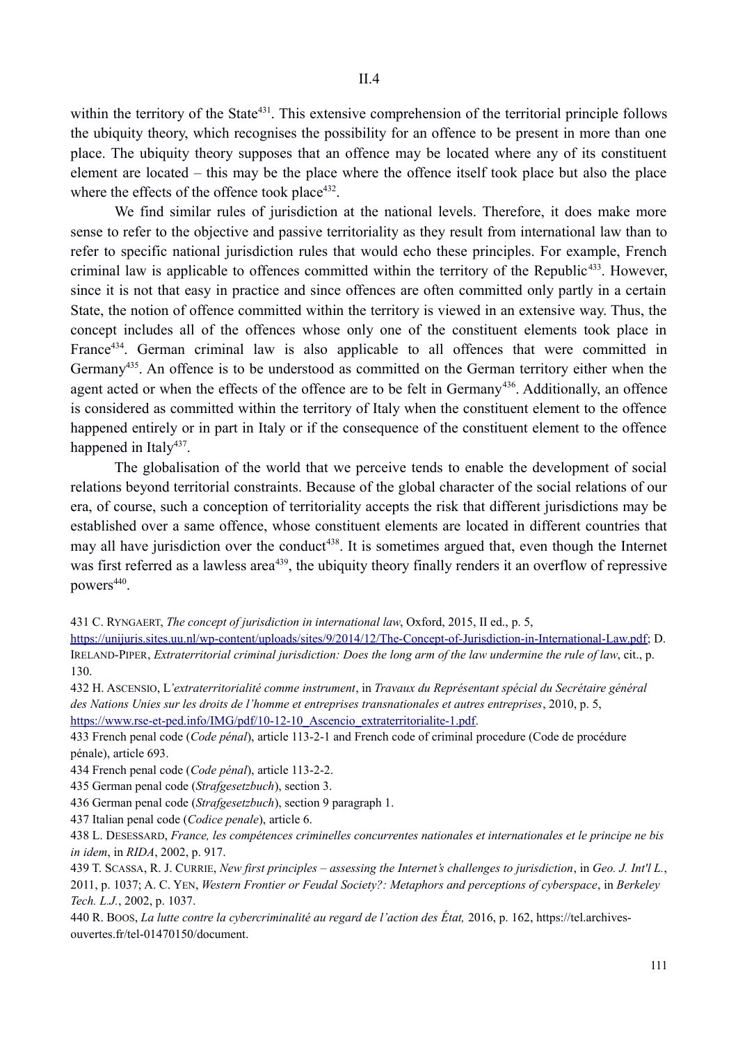within the territory of the State[431]. This extensive comprehension of the territorial principle follows the ubiquity theory, which recognises the possibility for an offence to be present in more than one place. The ubiquity theory supposes that an offence may be located where any of its constituent element are located – this may be the place where the offence itself took place but also the place where the effects of the offence took place[432].

We find similar rules of jurisdiction at the national levels. Therefore, it does make more sense to refer to the objective and passive territoriality as they result from international law than to refer to specific national jurisdiction rules that would echo these principles. For example, French criminal law is applicable to offences committed within the territory of the Republic[433]. However, since it is not that easy in practice and since offences are often committed only partly in a certain State, the notion of offence committed within the territory is viewed in an extensive way. Thus, the concept includes all of the offences whose only one of the constituent elements took place in France[434]. German criminal law is also applicable to all offences that were committed in Germany[435]. An offence is to be understood as committed on the German territory either when the agent acted or when the effects of the offence are to be felt in Germany[436]. Additionally, an offence is considered as committed within the territory of Italy when the constituent element to the offence happened entirely or in part in Italy or if the consequence of the constituent element to the offence happened in Italy[437].

The globalisation of the world that we perceive tends to enable the development of social relations beyond territorial constraints. Because of the global character of the social relations of our era, of course, such a conception of territoriality accepts the risk that different jurisdictions may be established over a same offence, whose constituent elements are located in different countries that may all have jurisdiction over the conduct[438]. It is sometimes argued that, even though the Internet was first referred as a lawless area[439], the ubiquity theory finally renders it an overflow of repressive powers[440].

431 C. Ryngaert, *The concept of jurisdiction in international law*, Oxford, 2015, II ed., p. 5, https://unijuris.sites.uu.nl/wp-content/uploads/sites/9/2014/12/The-Concept-of-Jurisdiction-in-International-Law.pdf; D. Ireland-Piper, *Extraterritorial criminal jurisdiction: Does the long arm of the law undermine the rule of law*, cit., p. 130.

432 H. Ascensio, L*'extraterritorialité comme instrument*, in *Travaux du Représentant spécial du Secrétaire général des Nations Unies sur les droits de l'homme et entreprises transnationales et autres entreprises*, 2010, p. 5, https://www.rse-et-ped.info/IMG/pdf/10-12-10_Ascencio_extraterritorialite-1.pdf.

433 French penal code (*Code pénal*), article 113-2-1 and French code of criminal procedure (Code de procédure pénale), article 693.

434 French penal code (*Code pénal*), article 113-2-2.

435 German penal code (*Strafgesetzbuch*), section 3.

436 German penal code (*Strafgesetzbuch*), section 9 paragraph 1.

437 Italian penal code (*Codice penale*), article 6.

438 L. Desessard, *France, les compétences criminelles concurrentes nationales et internationales et le principe ne bis in idem*, in *RIDA*, 2002, p. 917.

439 T. Scassa, R. J. Currie, *New first principles – assessing the Internet's challenges to jurisdiction*, in *Geo. J. Int'l L.*, 2011, p. 1037; A. C. Yen, *Western Frontier or Feudal Society?: Metaphors and perceptions of cyberspace*, in *Berkeley Tech. L.J.*, 2002, p. 1037.

440 R. Boos, *La lutte contre la cybercriminalité au regard de l'action des État,* 2016, p. 162, https://tel.archives-ouvertes.fr/tel-01470150/document.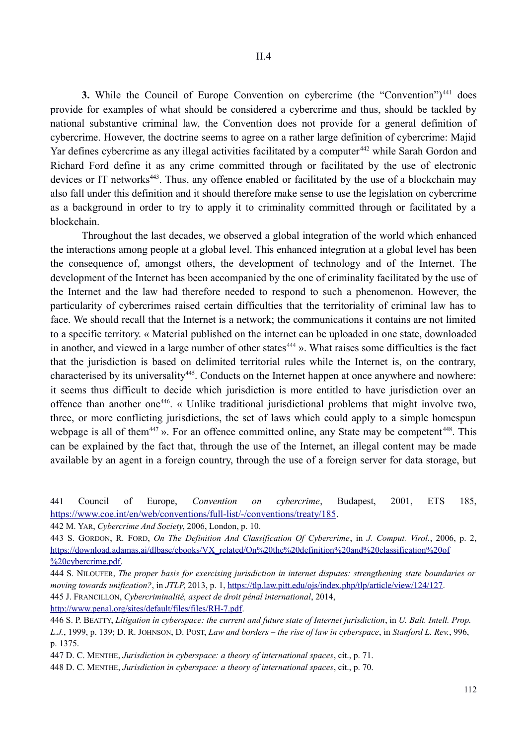II.4

**3.** While the Council of Europe Convention on cybercrime (the "Convention")[441] does provide for examples of what should be considered a cybercrime and thus, should be tackled by national substantive criminal law, the Convention does not provide for a general definition of cybercrime. However, the doctrine seems to agree on a rather large definition of cybercrime: Majid Yar defines cybercrime as any illegal activities facilitated by a computer[442] while Sarah Gordon and Richard Ford define it as any crime committed through or facilitated by the use of electronic devices or IT networks[443]. Thus, any offence enabled or facilitated by the use of a blockchain may also fall under this definition and it should therefore make sense to use the legislation on cybercrime as a background in order to try to apply it to criminality committed through or facilitated by a blockchain.

Throughout the last decades, we observed a global integration of the world which enhanced the interactions among people at a global level. This enhanced integration at a global level has been the consequence of, amongst others, the development of technology and of the Internet. The development of the Internet has been accompanied by the one of criminality facilitated by the use of the Internet and the law had therefore needed to respond to such a phenomenon. However, the particularity of cybercrimes raised certain difficulties that the territoriality of criminal law has to face. We should recall that the Internet is a network; the communications it contains are not limited to a specific territory. « Material published on the internet can be uploaded in one state, downloaded in another, and viewed in a large number of other states[444] ». What raises some difficulties is the fact that the jurisdiction is based on delimited territorial rules while the Internet is, on the contrary, characterised by its universality[445]. Conducts on the Internet happen at once anywhere and nowhere: it seems thus difficult to decide which jurisdiction is more entitled to have jurisdiction over an offence than another one[446]. « Unlike traditional jurisdictional problems that might involve two, three, or more conflicting jurisdictions, the set of laws which could apply to a simple homespun webpage is all of them[447] ». For an offence committed online, any State may be competent[448]. This can be explained by the fact that, through the use of the Internet, an illegal content may be made available by an agent in a foreign country, through the use of a foreign server for data storage, but

---

441 Council of Europe, *Convention on cybercrime*, Budapest, 2001, ETS 185, https://www.coe.int/en/web/conventions/full-list/-/conventions/treaty/185.

442 M. Yar, *Cybercrime And Society*, 2006, London, p. 10.

443 S. Gordon, R. Ford, *On The Definition And Classification Of Cybercrime*, in *J. Comput. Virol.*, 2006, p. 2, https://download.adamas.ai/dlbase/ebooks/VX_related/On%20the%20definition%20and%20classification%20of%20cybercrime.pdf.

444 S. Niloufer, *The proper basis for exercising jurisdiction in internet disputes: strengthening state boundaries or moving towards unification?*, in *JTLP*, 2013, p. 1, https://tlp.law.pitt.edu/ojs/index.php/tlp/article/view/124/127.

445 J. Francillon, *Cybercriminalité, aspect de droit pénal international*, 2014, http://www.penal.org/sites/default/files/files/RH-7.pdf.

446 S. P. Beatty, *Litigation in cyberspace: the current and future state of Internet jurisdiction*, in *U. Balt. Intell. Prop. L.J.*, 1999, p. 139; D. R. Johnson, D. Post, *Law and borders – the rise of law in cyberspace*, in *Stanford L. Rev.*, 996, p. 1375.

447 D. C. Menthe, *Jurisdiction in cyberspace: a theory of international spaces*, cit., p. 71.

448 D. C. Menthe, *Jurisdiction in cyberspace: a theory of international spaces*, cit., p. 70.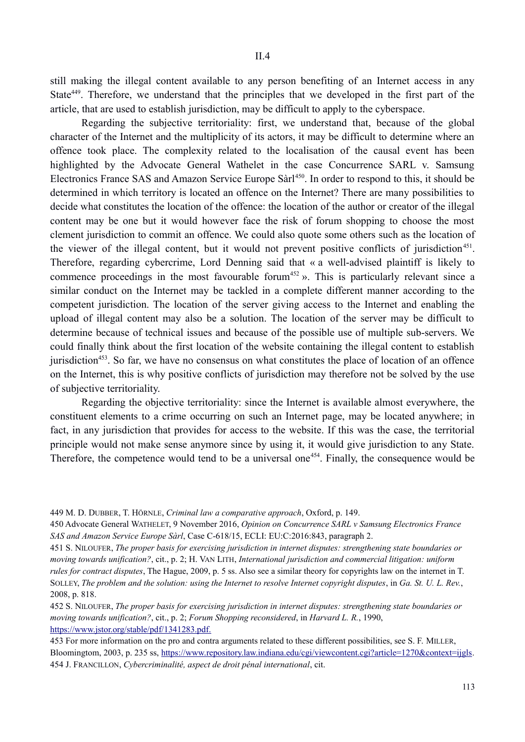still making the illegal content available to any person benefiting of an Internet access in any State[449]. Therefore, we understand that the principles that we developed in the first part of the article, that are used to establish jurisdiction, may be difficult to apply to the cyberspace.

Regarding the subjective territoriality: first, we understand that, because of the global character of the Internet and the multiplicity of its actors, it may be difficult to determine where an offence took place. The complexity related to the localisation of the causal event has been highlighted by the Advocate General Wathelet in the case Concurrence SARL v. Samsung Electronics France SAS and Amazon Service Europe Sàrl[450]. In order to respond to this, it should be determined in which territory is located an offence on the Internet? There are many possibilities to decide what constitutes the location of the offence: the location of the author or creator of the illegal content may be one but it would however face the risk of forum shopping to choose the most clement jurisdiction to commit an offence. We could also quote some others such as the location of the viewer of the illegal content, but it would not prevent positive conflicts of jurisdiction[451]. Therefore, regarding cybercrime, Lord Denning said that « a well-advised plaintiff is likely to commence proceedings in the most favourable forum[452] ». This is particularly relevant since a similar conduct on the Internet may be tackled in a complete different manner according to the competent jurisdiction. The location of the server giving access to the Internet and enabling the upload of illegal content may also be a solution. The location of the server may be difficult to determine because of technical issues and because of the possible use of multiple sub-servers. We could finally think about the first location of the website containing the illegal content to establish jurisdiction[453]. So far, we have no consensus on what constitutes the place of location of an offence on the Internet, this is why positive conflicts of jurisdiction may therefore not be solved by the use of subjective territoriality.

Regarding the objective territoriality: since the Internet is available almost everywhere, the constituent elements to a crime occurring on such an Internet page, may be located anywhere; in fact, in any jurisdiction that provides for access to the website. If this was the case, the territorial principle would not make sense anymore since by using it, it would give jurisdiction to any State. Therefore, the competence would tend to be a universal one[454]. Finally, the consequence would be

---

449 M. D. DUBBER, T. HÖRNLE, *Criminal law a comparative approach*, Oxford, p. 149.

450 Advocate General WATHELET, 9 November 2016, *Opinion on Concurrence SARL v Samsung Electronics France SAS and Amazon Service Europe Sàrl*, Case C-618/15, ECLI: EU:C:2016:843, paragraph 2.

451 S. NILOUFER, *The proper basis for exercising jurisdiction in internet disputes: strengthening state boundaries or moving towards unification?*, cit., p. 2; H. VAN LITH, *International jurisdiction and commercial litigation: uniform rules for contract disputes*, The Hague, 2009, p. 5 ss. Also see a similar theory for copyrights law on the internet in T. SOLLEY, *The problem and the solution: using the Internet to resolve Internet copyright disputes*, in *Ga. St. U. L. Rev.*, 2008, p. 818.

452 S. NILOUFER, *The proper basis for exercising jurisdiction in internet disputes: strengthening state boundaries or moving towards unification?*, cit., p. 2; *Forum Shopping reconsidered*, in *Harvard L. R.*, 1990, https://www.jstor.org/stable/pdf/1341283.pdf.

453 For more information on the pro and contra arguments related to these different possibilities, see S. F. MILLER, Bloomingtom, 2003, p. 235 ss, https://www.repository.law.indiana.edu/cgi/viewcontent.cgi?article=1270&context=ijgls.

454 J. FRANCILLON, *Cybercriminalité, aspect de droit pénal international*, cit.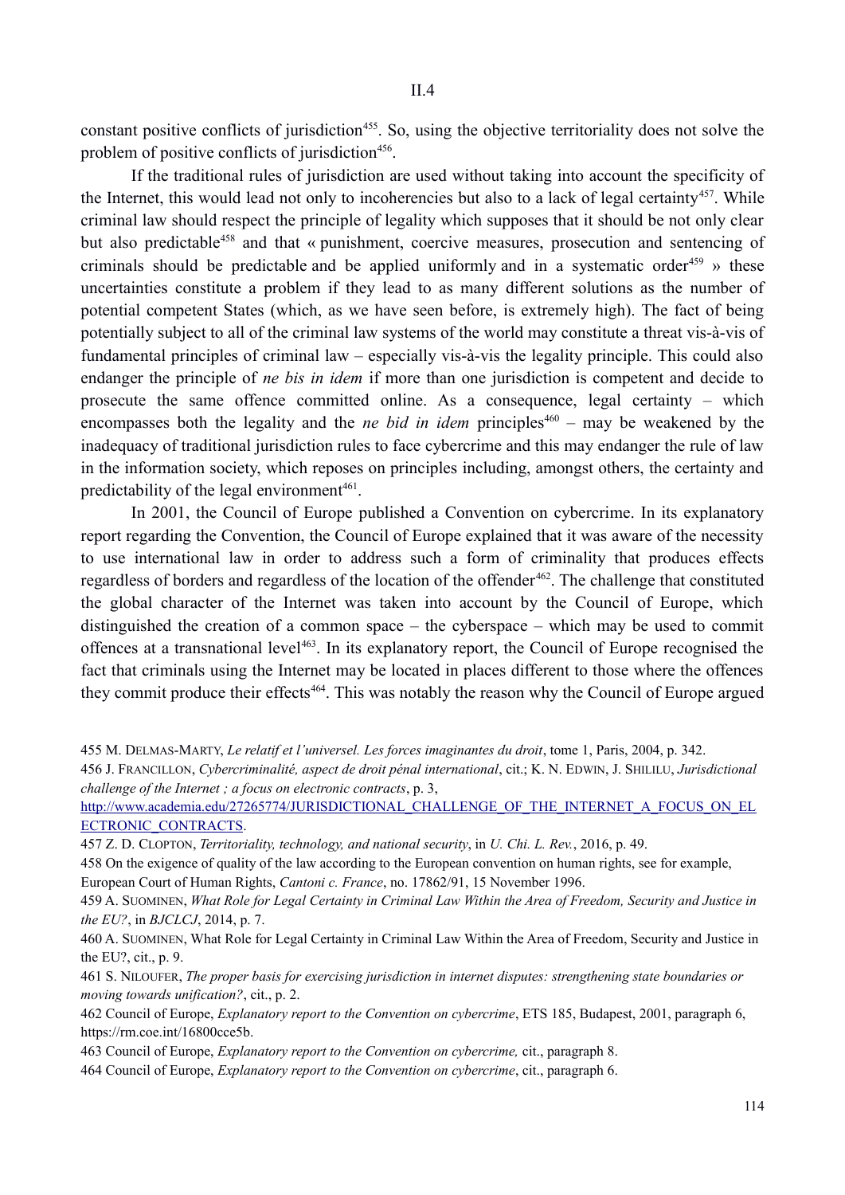constant positive conflicts of jurisdiction[455]. So, using the objective territoriality does not solve the problem of positive conflicts of jurisdiction[456].

If the traditional rules of jurisdiction are used without taking into account the specificity of the Internet, this would lead not only to incoherencies but also to a lack of legal certainty[457]. While criminal law should respect the principle of legality which supposes that it should be not only clear but also predictable[458] and that « punishment, coercive measures, prosecution and sentencing of criminals should be predictable and be applied uniformly and in a systematic order[459] » these uncertainties constitute a problem if they lead to as many different solutions as the number of potential competent States (which, as we have seen before, is extremely high). The fact of being potentially subject to all of the criminal law systems of the world may constitute a threat vis-à-vis of fundamental principles of criminal law – especially vis-à-vis the legality principle. This could also endanger the principle of *ne bis in idem* if more than one jurisdiction is competent and decide to prosecute the same offence committed online. As a consequence, legal certainty – which encompasses both the legality and the *ne bid in idem* principles[460] – may be weakened by the inadequacy of traditional jurisdiction rules to face cybercrime and this may endanger the rule of law in the information society, which reposes on principles including, amongst others, the certainty and predictability of the legal environment[461].

In 2001, the Council of Europe published a Convention on cybercrime. In its explanatory report regarding the Convention, the Council of Europe explained that it was aware of the necessity to use international law in order to address such a form of criminality that produces effects regardless of borders and regardless of the location of the offender[462]. The challenge that constituted the global character of the Internet was taken into account by the Council of Europe, which distinguished the creation of a common space – the cyberspace – which may be used to commit offences at a transnational level[463]. In its explanatory report, the Council of Europe recognised the fact that criminals using the Internet may be located in places different to those where the offences they commit produce their effects[464]. This was notably the reason why the Council of Europe argued

455 M. Delmas-Marty, *Le relatif et l'universel. Les forces imaginantes du droit*, tome 1, Paris, 2004, p. 342.

456 J. Francillon, *Cybercriminalité, aspect de droit pénal international*, cit.; K. N. Edwin, J. Shililu, *Jurisdictional challenge of the Internet ; a focus on electronic contracts*, p. 3, http://www.academia.edu/27265774/JURISDICTIONAL_CHALLENGE_OF_THE_INTERNET_A_FOCUS_ON_ELECTRONIC_CONTRACTS.

457 Z. D. Clopton, *Territoriality, technology, and national security*, in *U. Chi. L. Rev.*, 2016, p. 49.

458 On the exigence of quality of the law according to the European convention on human rights, see for example, European Court of Human Rights, *Cantoni c. France*, no. 17862/91, 15 November 1996.

459 A. Suominen, *What Role for Legal Certainty in Criminal Law Within the Area of Freedom, Security and Justice in the EU?*, in *BJCLCJ*, 2014, p. 7.

460 A. Suominen, What Role for Legal Certainty in Criminal Law Within the Area of Freedom, Security and Justice in the EU?, cit., p. 9.

461 S. Niloufer, *The proper basis for exercising jurisdiction in internet disputes: strengthening state boundaries or moving towards unification?*, cit., p. 2.

462 Council of Europe, *Explanatory report to the Convention on cybercrime*, ETS 185, Budapest, 2001, paragraph 6, https://rm.coe.int/16800cce5b.

463 Council of Europe, *Explanatory report to the Convention on cybercrime,* cit., paragraph 8.

464 Council of Europe, *Explanatory report to the Convention on cybercrime*, cit., paragraph 6.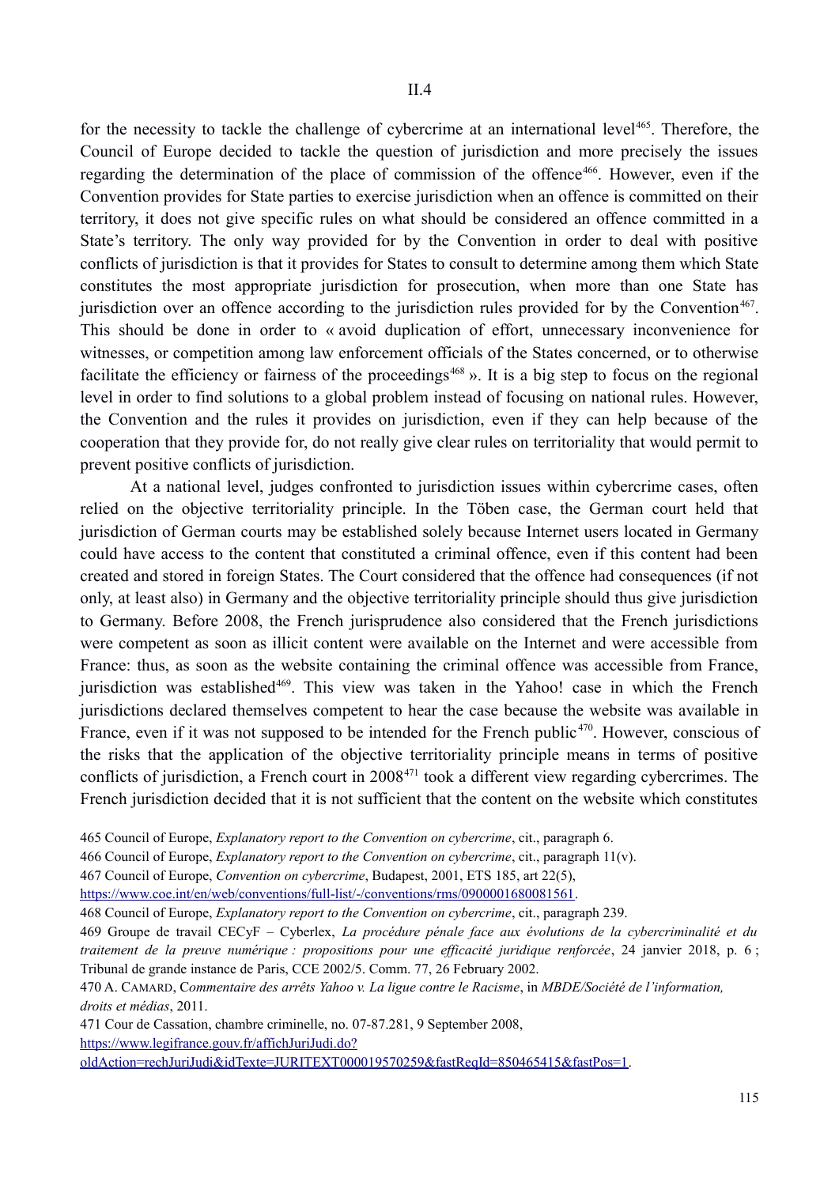for the necessity to tackle the challenge of cybercrime at an international level[465]. Therefore, the Council of Europe decided to tackle the question of jurisdiction and more precisely the issues regarding the determination of the place of commission of the offence[466]. However, even if the Convention provides for State parties to exercise jurisdiction when an offence is committed on their territory, it does not give specific rules on what should be considered an offence committed in a State's territory. The only way provided for by the Convention in order to deal with positive conflicts of jurisdiction is that it provides for States to consult to determine among them which State constitutes the most appropriate jurisdiction for prosecution, when more than one State has jurisdiction over an offence according to the jurisdiction rules provided for by the Convention[467]. This should be done in order to « avoid duplication of effort, unnecessary inconvenience for witnesses, or competition among law enforcement officials of the States concerned, or to otherwise facilitate the efficiency or fairness of the proceedings[468] ». It is a big step to focus on the regional level in order to find solutions to a global problem instead of focusing on national rules. However, the Convention and the rules it provides on jurisdiction, even if they can help because of the cooperation that they provide for, do not really give clear rules on territoriality that would permit to prevent positive conflicts of jurisdiction.

At a national level, judges confronted to jurisdiction issues within cybercrime cases, often relied on the objective territoriality principle. In the Töben case, the German court held that jurisdiction of German courts may be established solely because Internet users located in Germany could have access to the content that constituted a criminal offence, even if this content had been created and stored in foreign States. The Court considered that the offence had consequences (if not only, at least also) in Germany and the objective territoriality principle should thus give jurisdiction to Germany. Before 2008, the French jurisprudence also considered that the French jurisdictions were competent as soon as illicit content were available on the Internet and were accessible from France: thus, as soon as the website containing the criminal offence was accessible from France, jurisdiction was established[469]. This view was taken in the Yahoo! case in which the French jurisdictions declared themselves competent to hear the case because the website was available in France, even if it was not supposed to be intended for the French public[470]. However, conscious of the risks that the application of the objective territoriality principle means in terms of positive conflicts of jurisdiction, a French court in 2008[471] took a different view regarding cybercrimes. The French jurisdiction decided that it is not sufficient that the content on the website which constitutes

465 Council of Europe, *Explanatory report to the Convention on cybercrime*, cit., paragraph 6.

466 Council of Europe, *Explanatory report to the Convention on cybercrime*, cit., paragraph 11(v).

467 Council of Europe, *Convention on cybercrime*, Budapest, 2001, ETS 185, art 22(5), https://www.coe.int/en/web/conventions/full-list/-/conventions/rms/0900001680081561.

468 Council of Europe, *Explanatory report to the Convention on cybercrime*, cit., paragraph 239.

469 Groupe de travail CECyF – Cyberlex, *La procédure pénale face aux évolutions de la cybercriminalité et du traitement de la preuve numérique : propositions pour une efficacité juridique renforcée*, 24 janvier 2018, p. 6 ; Tribunal de grande instance de Paris, CCE 2002/5. Comm. 77, 26 February 2002.

470 A. Camard, *Commentaire des arrêts Yahoo v. La ligue contre le Racisme*, in *MBDE/Société de l'information, droits et médias*, 2011.

471 Cour de Cassation, chambre criminelle, no. 07-87.281, 9 September 2008, https://www.legifrance.gouv.fr/affichJuriJudi.do?oldAction=rechJuriJudi&idTexte=JURITEXT000019570259&fastReqId=850465415&fastPos=1.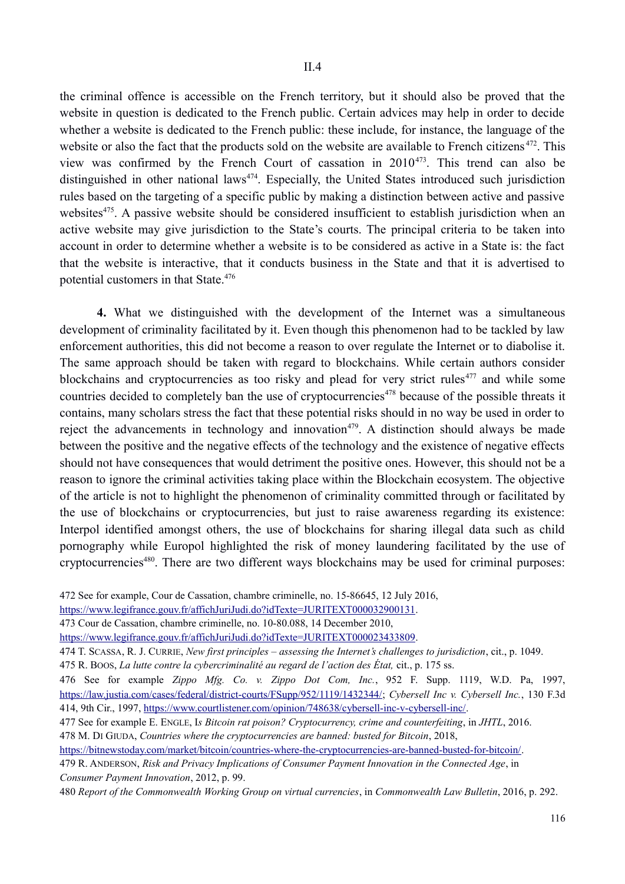the criminal offence is accessible on the French territory, but it should also be proved that the website in question is dedicated to the French public. Certain advices may help in order to decide whether a website is dedicated to the French public: these include, for instance, the language of the website or also the fact that the products sold on the website are available to French citizens[472]. This view was confirmed by the French Court of cassation in 2010[473]. This trend can also be distinguished in other national laws[474]. Especially, the United States introduced such jurisdiction rules based on the targeting of a specific public by making a distinction between active and passive websites[475]. A passive website should be considered insufficient to establish jurisdiction when an active website may give jurisdiction to the State's courts. The principal criteria to be taken into account in order to determine whether a website is to be considered as active in a State is: the fact that the website is interactive, that it conducts business in the State and that it is advertised to potential customers in that State.[476]

**4.** What we distinguished with the development of the Internet was a simultaneous development of criminality facilitated by it. Even though this phenomenon had to be tackled by law enforcement authorities, this did not become a reason to over regulate the Internet or to diabolise it. The same approach should be taken with regard to blockchains. While certain authors consider blockchains and cryptocurrencies as too risky and plead for very strict rules[477] and while some countries decided to completely ban the use of cryptocurrencies[478] because of the possible threats it contains, many scholars stress the fact that these potential risks should in no way be used in order to reject the advancements in technology and innovation[479]. A distinction should always be made between the positive and the negative effects of the technology and the existence of negative effects should not have consequences that would detriment the positive ones. However, this should not be a reason to ignore the criminal activities taking place within the Blockchain ecosystem. The objective of the article is not to highlight the phenomenon of criminality committed through or facilitated by the use of blockchains or cryptocurrencies, but just to raise awareness regarding its existence: Interpol identified amongst others, the use of blockchains for sharing illegal data such as child pornography while Europol highlighted the risk of money laundering facilitated by the use of cryptocurrencies[480]. There are two different ways blockchains may be used for criminal purposes:

472 See for example, Cour de Cassation, chambre criminelle, no. 15-86645, 12 July 2016, https://www.legifrance.gouv.fr/affichJuriJudi.do?idTexte=JURITEXT000032900131.

473 Cour de Cassation, chambre criminelle, no. 10-80.088, 14 December 2010, https://www.legifrance.gouv.fr/affichJuriJudi.do?idTexte=JURITEXT000023433809.

474 T. Scassa, R. J. Currie, *New first principles – assessing the Internet's challenges to jurisdiction*, cit., p. 1049.

475 R. Boos, *La lutte contre la cybercriminalité au regard de l'action des État,* cit., p. 175 ss.

476 See for example *Zippo Mfg. Co. v. Zippo Dot Com, Inc.*, 952 F. Supp. 1119, W.D. Pa, 1997, https://law.justia.com/cases/federal/district-courts/FSupp/952/1119/1432344/; *Cybersell Inc v. Cybersell Inc.*, 130 F.3d 414, 9th Cir., 1997, https://www.courtlistener.com/opinion/748638/cybersell-inc-v-cybersell-inc/.

477 See for example E. Engle, I*s Bitcoin rat poison? Cryptocurrency, crime and counterfeiting*, in *JHTL*, 2016.

478 M. Di Giuda, *Countries where the cryptocurrencies are banned: busted for Bitcoin*, 2018, https://bitnewstoday.com/market/bitcoin/countries-where-the-cryptocurrencies-are-banned-busted-for-bitcoin/.

479 R. Anderson, *Risk and Privacy Implications of Consumer Payment Innovation in the Connected Age*, in *Consumer Payment Innovation*, 2012, p. 99.

480 *Report of the Commonwealth Working Group on virtual currencies*, in *Commonwealth Law Bulletin*, 2016, p. 292.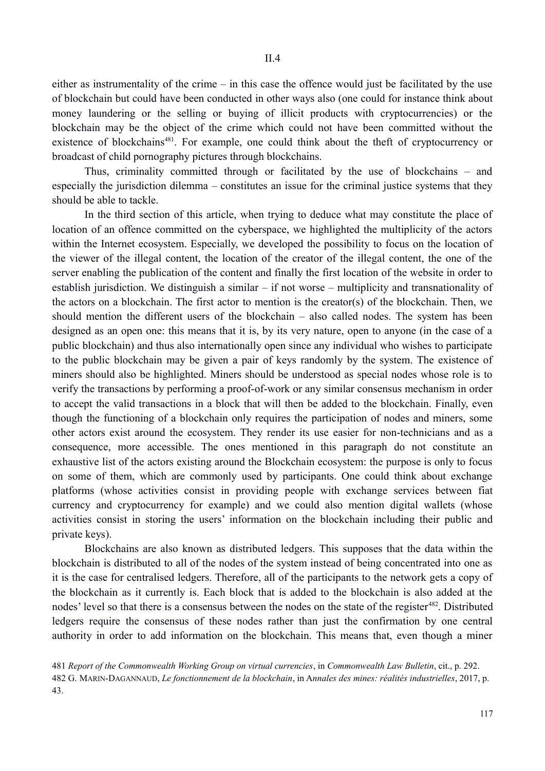either as instrumentality of the crime – in this case the offence would just be facilitated by the use of blockchain but could have been conducted in other ways also (one could for instance think about money laundering or the selling or buying of illicit products with cryptocurrencies) or the blockchain may be the object of the crime which could not have been committed without the existence of blockchains[481]. For example, one could think about the theft of cryptocurrency or broadcast of child pornography pictures through blockchains.

Thus, criminality committed through or facilitated by the use of blockchains – and especially the jurisdiction dilemma – constitutes an issue for the criminal justice systems that they should be able to tackle.

In the third section of this article, when trying to deduce what may constitute the place of location of an offence committed on the cyberspace, we highlighted the multiplicity of the actors within the Internet ecosystem. Especially, we developed the possibility to focus on the location of the viewer of the illegal content, the location of the creator of the illegal content, the one of the server enabling the publication of the content and finally the first location of the website in order to establish jurisdiction. We distinguish a similar – if not worse – multiplicity and transnationality of the actors on a blockchain. The first actor to mention is the creator(s) of the blockchain. Then, we should mention the different users of the blockchain – also called nodes. The system has been designed as an open one: this means that it is, by its very nature, open to anyone (in the case of a public blockchain) and thus also internationally open since any individual who wishes to participate to the public blockchain may be given a pair of keys randomly by the system. The existence of miners should also be highlighted. Miners should be understood as special nodes whose role is to verify the transactions by performing a proof-of-work or any similar consensus mechanism in order to accept the valid transactions in a block that will then be added to the blockchain. Finally, even though the functioning of a blockchain only requires the participation of nodes and miners, some other actors exist around the ecosystem. They render its use easier for non-technicians and as a consequence, more accessible. The ones mentioned in this paragraph do not constitute an exhaustive list of the actors existing around the Blockchain ecosystem: the purpose is only to focus on some of them, which are commonly used by participants. One could think about exchange platforms (whose activities consist in providing people with exchange services between fiat currency and cryptocurrency for example) and we could also mention digital wallets (whose activities consist in storing the users' information on the blockchain including their public and private keys).

Blockchains are also known as distributed ledgers. This supposes that the data within the blockchain is distributed to all of the nodes of the system instead of being concentrated into one as it is the case for centralised ledgers. Therefore, all of the participants to the network gets a copy of the blockchain as it currently is. Each block that is added to the blockchain is also added at the nodes' level so that there is a consensus between the nodes on the state of the register[482]. Distributed ledgers require the consensus of these nodes rather than just the confirmation by one central authority in order to add information on the blockchain. This means that, even though a miner

481 *Report of the Commonwealth Working Group on virtual currencies*, in *Commonwealth Law Bulletin*, cit., p. 292.

482 G. Marin-Dagannaud, *Le fonctionnement de la blockchain*, in A*nnales des mines: réalités industrielles*, 2017, p. 43.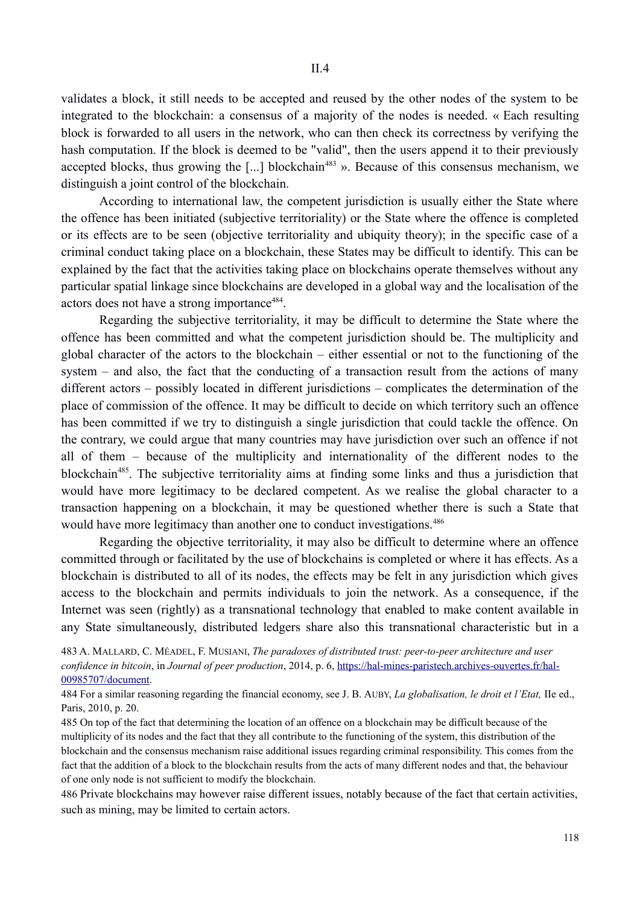validates a block, it still needs to be accepted and reused by the other nodes of the system to be integrated to the blockchain: a consensus of a majority of the nodes is needed. « Each resulting block is forwarded to all users in the network, who can then check its correctness by verifying the hash computation. If the block is deemed to be "valid", then the users append it to their previously accepted blocks, thus growing the [...] blockchain[483] ». Because of this consensus mechanism, we distinguish a joint control of the blockchain.

According to international law, the competent jurisdiction is usually either the State where the offence has been initiated (subjective territoriality) or the State where the offence is completed or its effects are to be seen (objective territoriality and ubiquity theory); in the specific case of a criminal conduct taking place on a blockchain, these States may be difficult to identify. This can be explained by the fact that the activities taking place on blockchains operate themselves without any particular spatial linkage since blockchains are developed in a global way and the localisation of the actors does not have a strong importance[484].

Regarding the subjective territoriality, it may be difficult to determine the State where the offence has been committed and what the competent jurisdiction should be. The multiplicity and global character of the actors to the blockchain – either essential or not to the functioning of the system – and also, the fact that the conducting of a transaction result from the actions of many different actors – possibly located in different jurisdictions – complicates the determination of the place of commission of the offence. It may be difficult to decide on which territory such an offence has been committed if we try to distinguish a single jurisdiction that could tackle the offence. On the contrary, we could argue that many countries may have jurisdiction over such an offence if not all of them – because of the multiplicity and internationality of the different nodes to the blockchain[485]. The subjective territoriality aims at finding some links and thus a jurisdiction that would have more legitimacy to be declared competent. As we realise the global character to a transaction happening on a blockchain, it may be questioned whether there is such a State that would have more legitimacy than another one to conduct investigations.[486]

Regarding the objective territoriality, it may also be difficult to determine where an offence committed through or facilitated by the use of blockchains is completed or where it has effects. As a blockchain is distributed to all of its nodes, the effects may be felt in any jurisdiction which gives access to the blockchain and permits individuals to join the network. As a consequence, if the Internet was seen (rightly) as a transnational technology that enabled to make content available in any State simultaneously, distributed ledgers share also this transnational characteristic but in a

483 A. MALLARD, C. MÉADEL, F. MUSIANI, *The paradoxes of distributed trust: peer-to-peer architecture and user confidence in bitcoin*, in *Journal of peer production*, 2014, p. 6, https://hal-mines-paristech.archives-ouvertes.fr/hal-00985707/document.

484 For a similar reasoning regarding the financial economy, see J. B. AUBY, *La globalisation, le droit et l'Etat,* IIe ed., Paris, 2010, p. 20.

485 On top of the fact that determining the location of an offence on a blockchain may be difficult because of the multiplicity of its nodes and the fact that they all contribute to the functioning of the system, this distribution of the blockchain and the consensus mechanism raise additional issues regarding criminal responsibility. This comes from the fact that the addition of a block to the blockchain results from the acts of many different nodes and that, the behaviour of one only node is not sufficient to modify the blockchain.

486 Private blockchains may however raise different issues, notably because of the fact that certain activities, such as mining, may be limited to certain actors.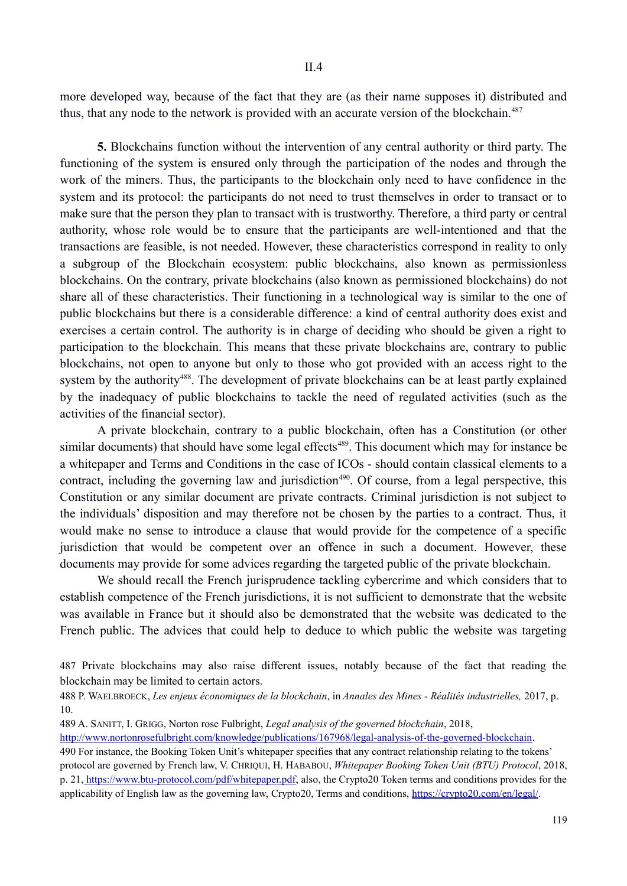more developed way, because of the fact that they are (as their name supposes it) distributed and thus, that any node to the network is provided with an accurate version of the blockchain.[487]

**5.** Blockchains function without the intervention of any central authority or third party. The functioning of the system is ensured only through the participation of the nodes and through the work of the miners. Thus, the participants to the blockchain only need to have confidence in the system and its protocol: the participants do not need to trust themselves in order to transact or to make sure that the person they plan to transact with is trustworthy. Therefore, a third party or central authority, whose role would be to ensure that the participants are well-intentioned and that the transactions are feasible, is not needed. However, these characteristics correspond in reality to only a subgroup of the Blockchain ecosystem: public blockchains, also known as permissionless blockchains. On the contrary, private blockchains (also known as permissioned blockchains) do not share all of these characteristics. Their functioning in a technological way is similar to the one of public blockchains but there is a considerable difference: a kind of central authority does exist and exercises a certain control. The authority is in charge of deciding who should be given a right to participation to the blockchain. This means that these private blockchains are, contrary to public blockchains, not open to anyone but only to those who got provided with an access right to the system by the authority[488]. The development of private blockchains can be at least partly explained by the inadequacy of public blockchains to tackle the need of regulated activities (such as the activities of the financial sector).

A private blockchain, contrary to a public blockchain, often has a Constitution (or other similar documents) that should have some legal effects[489]. This document which may for instance be a whitepaper and Terms and Conditions in the case of ICOs - should contain classical elements to a contract, including the governing law and jurisdiction[490]. Of course, from a legal perspective, this Constitution or any similar document are private contracts. Criminal jurisdiction is not subject to the individuals' disposition and may therefore not be chosen by the parties to a contract. Thus, it would make no sense to introduce a clause that would provide for the competence of a specific jurisdiction that would be competent over an offence in such a document. However, these documents may provide for some advices regarding the targeted public of the private blockchain.

We should recall the French jurisprudence tackling cybercrime and which considers that to establish competence of the French jurisdictions, it is not sufficient to demonstrate that the website was available in France but it should also be demonstrated that the website was dedicated to the French public. The advices that could help to deduce to which public the website was targeting

487 Private blockchains may also raise different issues, notably because of the fact that reading the blockchain may be limited to certain actors.

488 P. WAELBROECK, *Les enjeux économiques de la blockchain*, in *Annales des Mines - Réalités industrielles,* 2017, p. 10.

489 A. SANITT, I. GRIGG, Norton rose Fulbright, *Legal analysis of the governed blockchain*, 2018, http://www.nortonrosefulbright.com/knowledge/publications/167968/legal-analysis-of-the-governed-blockchain.

490 For instance, the Booking Token Unit's whitepaper specifies that any contract relationship relating to the tokens' protocol are governed by French law, V. CHRIQUI, H. HABABOU, *Whitepaper Booking Token Unit (BTU) Protocol*, 2018, p. 21, https://www.btu-protocol.com/pdf/whitepaper.pdf, also, the Crypto20 Token terms and conditions provides for the applicability of English law as the governing law, Crypto20, Terms and conditions, https://crypto20.com/en/legal/.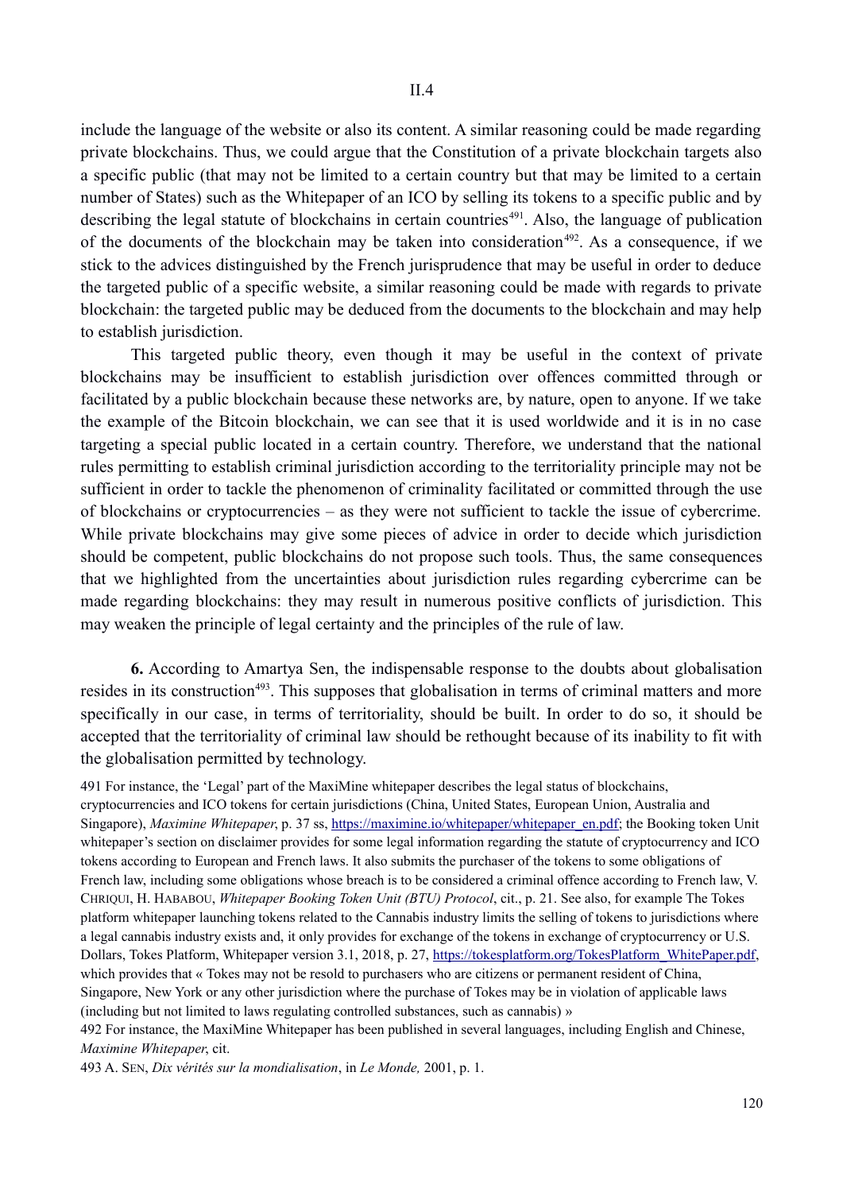include the language of the website or also its content. A similar reasoning could be made regarding private blockchains. Thus, we could argue that the Constitution of a private blockchain targets also a specific public (that may not be limited to a certain country but that may be limited to a certain number of States) such as the Whitepaper of an ICO by selling its tokens to a specific public and by describing the legal statute of blockchains in certain countries[491]. Also, the language of publication of the documents of the blockchain may be taken into consideration[492]. As a consequence, if we stick to the advices distinguished by the French jurisprudence that may be useful in order to deduce the targeted public of a specific website, a similar reasoning could be made with regards to private blockchain: the targeted public may be deduced from the documents to the blockchain and may help to establish jurisdiction.

This targeted public theory, even though it may be useful in the context of private blockchains may be insufficient to establish jurisdiction over offences committed through or facilitated by a public blockchain because these networks are, by nature, open to anyone. If we take the example of the Bitcoin blockchain, we can see that it is used worldwide and it is in no case targeting a special public located in a certain country. Therefore, we understand that the national rules permitting to establish criminal jurisdiction according to the territoriality principle may not be sufficient in order to tackle the phenomenon of criminality facilitated or committed through the use of blockchains or cryptocurrencies – as they were not sufficient to tackle the issue of cybercrime. While private blockchains may give some pieces of advice in order to decide which jurisdiction should be competent, public blockchains do not propose such tools. Thus, the same consequences that we highlighted from the uncertainties about jurisdiction rules regarding cybercrime can be made regarding blockchains: they may result in numerous positive conflicts of jurisdiction. This may weaken the principle of legal certainty and the principles of the rule of law.

**6.** According to Amartya Sen, the indispensable response to the doubts about globalisation resides in its construction[493]. This supposes that globalisation in terms of criminal matters and more specifically in our case, in terms of territoriality, should be built. In order to do so, it should be accepted that the territoriality of criminal law should be rethought because of its inability to fit with the globalisation permitted by technology.

491 For instance, the 'Legal' part of the MaxiMine whitepaper describes the legal status of blockchains, cryptocurrencies and ICO tokens for certain jurisdictions (China, United States, European Union, Australia and Singapore), *Maximine Whitepaper*, p. 37 ss, https://maximine.io/whitepaper/whitepaper_en.pdf; the Booking token Unit whitepaper's section on disclaimer provides for some legal information regarding the statute of cryptocurrency and ICO tokens according to European and French laws. It also submits the purchaser of the tokens to some obligations of French law, including some obligations whose breach is to be considered a criminal offence according to French law, V. CHRIQUI, H. HABABOU, *Whitepaper Booking Token Unit (BTU) Protocol*, cit., p. 21. See also, for example The Tokes platform whitepaper launching tokens related to the Cannabis industry limits the selling of tokens to jurisdictions where a legal cannabis industry exists and, it only provides for exchange of the tokens in exchange of cryptocurrency or U.S. Dollars, Tokes Platform, Whitepaper version 3.1, 2018, p. 27, https://tokesplatform.org/TokesPlatform_WhitePaper.pdf, which provides that « Tokes may not be resold to purchasers who are citizens or permanent resident of China, Singapore, New York or any other jurisdiction where the purchase of Tokes may be in violation of applicable laws (including but not limited to laws regulating controlled substances, such as cannabis) »

492 For instance, the MaxiMine Whitepaper has been published in several languages, including English and Chinese, *Maximine Whitepaper*, cit.

493 A. SEN, *Dix vérités sur la mondialisation*, in *Le Monde,* 2001, p. 1.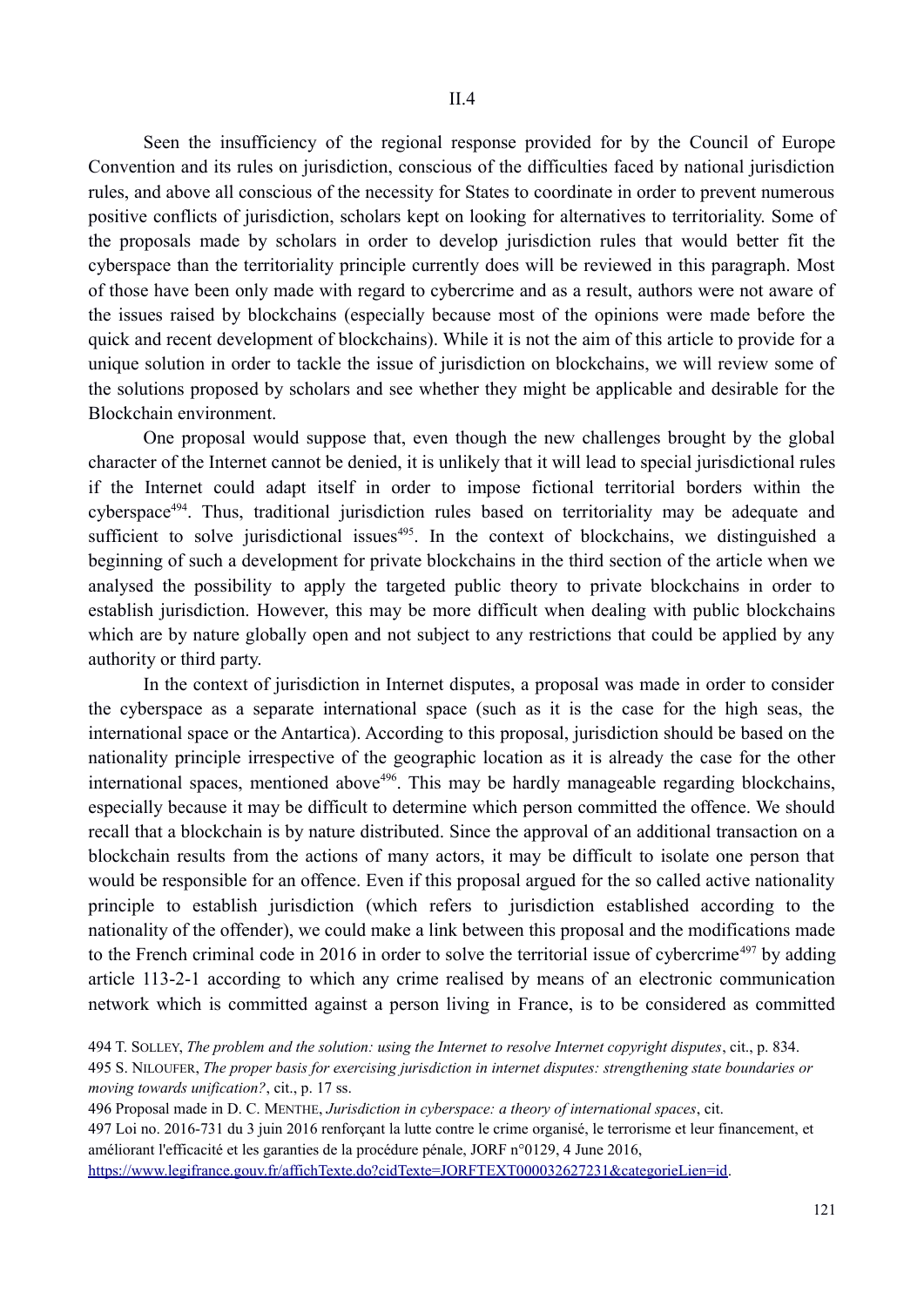## II.4

Seen the insufficiency of the regional response provided for by the Council of Europe Convention and its rules on jurisdiction, conscious of the difficulties faced by national jurisdiction rules, and above all conscious of the necessity for States to coordinate in order to prevent numerous positive conflicts of jurisdiction, scholars kept on looking for alternatives to territoriality. Some of the proposals made by scholars in order to develop jurisdiction rules that would better fit the cyberspace than the territoriality principle currently does will be reviewed in this paragraph. Most of those have been only made with regard to cybercrime and as a result, authors were not aware of the issues raised by blockchains (especially because most of the opinions were made before the quick and recent development of blockchains). While it is not the aim of this article to provide for a unique solution in order to tackle the issue of jurisdiction on blockchains, we will review some of the solutions proposed by scholars and see whether they might be applicable and desirable for the Blockchain environment.

One proposal would suppose that, even though the new challenges brought by the global character of the Internet cannot be denied, it is unlikely that it will lead to special jurisdictional rules if the Internet could adapt itself in order to impose fictional territorial borders within the cyberspace[494]. Thus, traditional jurisdiction rules based on territoriality may be adequate and sufficient to solve jurisdictional issues[495]. In the context of blockchains, we distinguished a beginning of such a development for private blockchains in the third section of the article when we analysed the possibility to apply the targeted public theory to private blockchains in order to establish jurisdiction. However, this may be more difficult when dealing with public blockchains which are by nature globally open and not subject to any restrictions that could be applied by any authority or third party.

In the context of jurisdiction in Internet disputes, a proposal was made in order to consider the cyberspace as a separate international space (such as it is the case for the high seas, the international space or the Antartica). According to this proposal, jurisdiction should be based on the nationality principle irrespective of the geographic location as it is already the case for the other international spaces, mentioned above[496]. This may be hardly manageable regarding blockchains, especially because it may be difficult to determine which person committed the offence. We should recall that a blockchain is by nature distributed. Since the approval of an additional transaction on a blockchain results from the actions of many actors, it may be difficult to isolate one person that would be responsible for an offence. Even if this proposal argued for the so called active nationality principle to establish jurisdiction (which refers to jurisdiction established according to the nationality of the offender), we could make a link between this proposal and the modifications made to the French criminal code in 2016 in order to solve the territorial issue of cybercrime[497] by adding article 113-2-1 according to which any crime realised by means of an electronic communication network which is committed against a person living in France, is to be considered as committed

494 T. Solley, *The problem and the solution: using the Internet to resolve Internet copyright disputes*, cit., p. 834.

495 S. Niloufer, *The proper basis for exercising jurisdiction in internet disputes: strengthening state boundaries or moving towards unification?*, cit., p. 17 ss.

496 Proposal made in D. C. Menthe, *Jurisdiction in cyberspace: a theory of international spaces*, cit.

497 Loi no. 2016-731 du 3 juin 2016 renforçant la lutte contre le crime organisé, le terrorisme et leur financement, et améliorant l'efficacité et les garanties de la procédure pénale, JORF n°0129, 4 June 2016, https://www.legifrance.gouv.fr/affichTexte.do?cidTexte=JORFTEXT000032627231&categorieLien=id.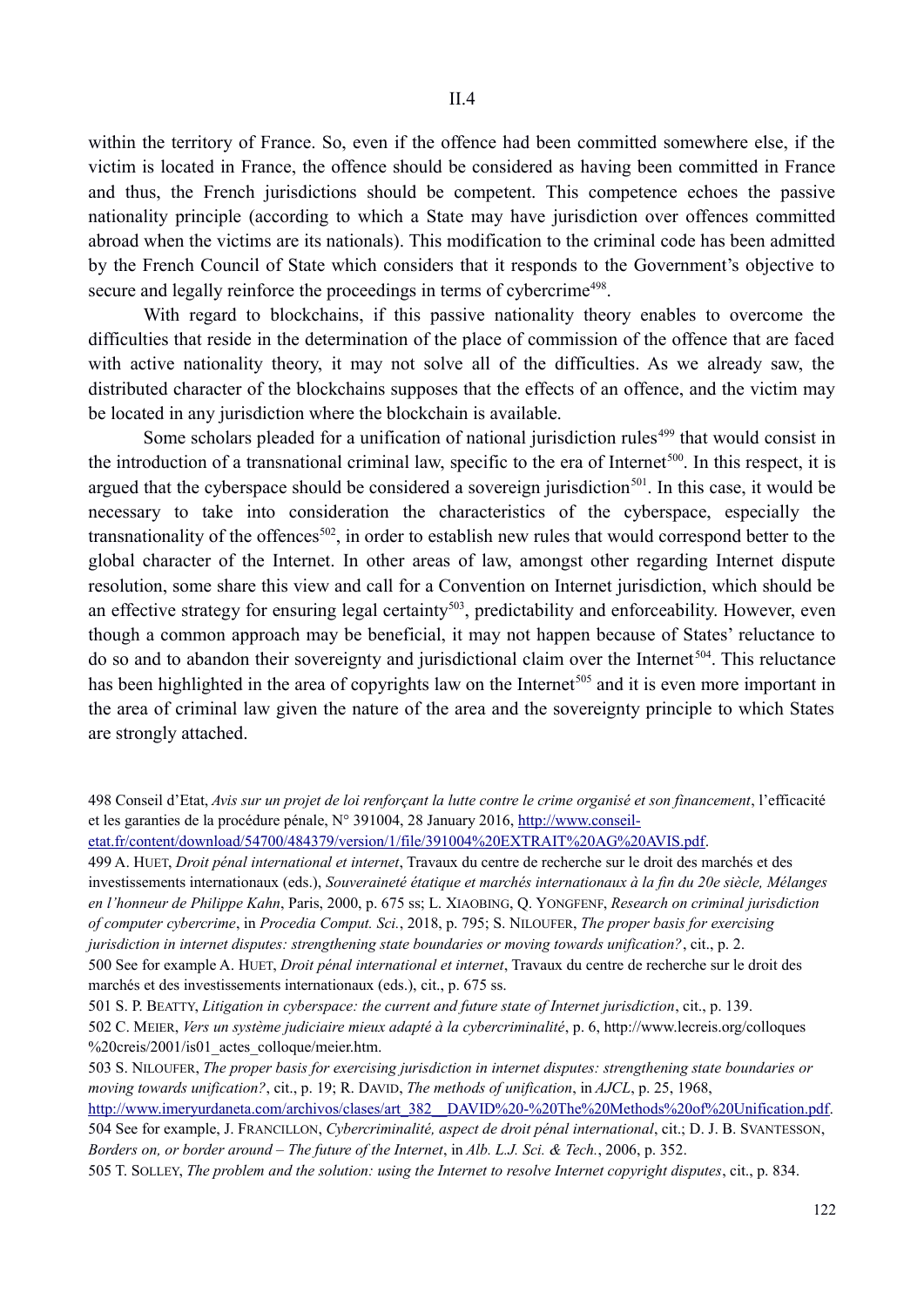within the territory of France. So, even if the offence had been committed somewhere else, if the victim is located in France, the offence should be considered as having been committed in France and thus, the French jurisdictions should be competent. This competence echoes the passive nationality principle (according to which a State may have jurisdiction over offences committed abroad when the victims are its nationals). This modification to the criminal code has been admitted by the French Council of State which considers that it responds to the Government's objective to secure and legally reinforce the proceedings in terms of cybercrime[498].

With regard to blockchains, if this passive nationality theory enables to overcome the difficulties that reside in the determination of the place of commission of the offence that are faced with active nationality theory, it may not solve all of the difficulties. As we already saw, the distributed character of the blockchains supposes that the effects of an offence, and the victim may be located in any jurisdiction where the blockchain is available.

Some scholars pleaded for a unification of national jurisdiction rules[499] that would consist in the introduction of a transnational criminal law, specific to the era of Internet[500]. In this respect, it is argued that the cyberspace should be considered a sovereign jurisdiction[501]. In this case, it would be necessary to take into consideration the characteristics of the cyberspace, especially the transnationality of the offences[502], in order to establish new rules that would correspond better to the global character of the Internet. In other areas of law, amongst other regarding Internet dispute resolution, some share this view and call for a Convention on Internet jurisdiction, which should be an effective strategy for ensuring legal certainty[503], predictability and enforceability. However, even though a common approach may be beneficial, it may not happen because of States' reluctance to do so and to abandon their sovereignty and jurisdictional claim over the Internet[504]. This reluctance has been highlighted in the area of copyrights law on the Internet[505] and it is even more important in the area of criminal law given the nature of the area and the sovereignty principle to which States are strongly attached.

498 Conseil d'Etat, *Avis sur un projet de loi renforçant la lutte contre le crime organisé et son financement*, l'efficacité et les garanties de la procédure pénale, N° 391004, 28 January 2016, http://www.conseil-etat.fr/content/download/54700/484379/version/1/file/391004%20EXTRAIT%20AG%20AVIS.pdf.

499 A. Huet, *Droit pénal international et internet*, Travaux du centre de recherche sur le droit des marchés et des investissements internationaux (eds.), *Souveraineté étatique et marchés internationaux à la fin du 20e siècle, Mélanges en l'honneur de Philippe Kahn*, Paris, 2000, p. 675 ss; L. Xiaobing, Q. Yongfenf, *Research on criminal jurisdiction of computer cybercrime*, in *Procedia Comput. Sci.*, 2018, p. 795; S. Niloufer, *The proper basis for exercising jurisdiction in internet disputes: strengthening state boundaries or moving towards unification?*, cit., p. 2.

500 See for example A. Huet, *Droit pénal international et internet*, Travaux du centre de recherche sur le droit des marchés et des investissements internationaux (eds.), cit., p. 675 ss.

501 S. P. Beatty, *Litigation in cyberspace: the current and future state of Internet jurisdiction*, cit., p. 139.

502 C. Meier, *Vers un système judiciaire mieux adapté à la cybercriminalité*, p. 6, http://www.lecreis.org/colloques%20creis/2001/is01_actes_colloque/meier.htm.

503 S. Niloufer, *The proper basis for exercising jurisdiction in internet disputes: strengthening state boundaries or moving towards unification?*, cit., p. 19; R. David, *The methods of unification*, in *AJCL*, p. 25, 1968, http://www.imeryurdaneta.com/archivos/clases/art_382__DAVID%20-%20The%20Methods%20of%20Unification.pdf.

504 See for example, J. Francillon, *Cybercriminalité, aspect de droit pénal international*, cit.; D. J. B. Svantesson, *Borders on, or border around – The future of the Internet*, in *Alb. L.J. Sci. & Tech.*, 2006, p. 352.

505 T. Solley, *The problem and the solution: using the Internet to resolve Internet copyright disputes*, cit., p. 834.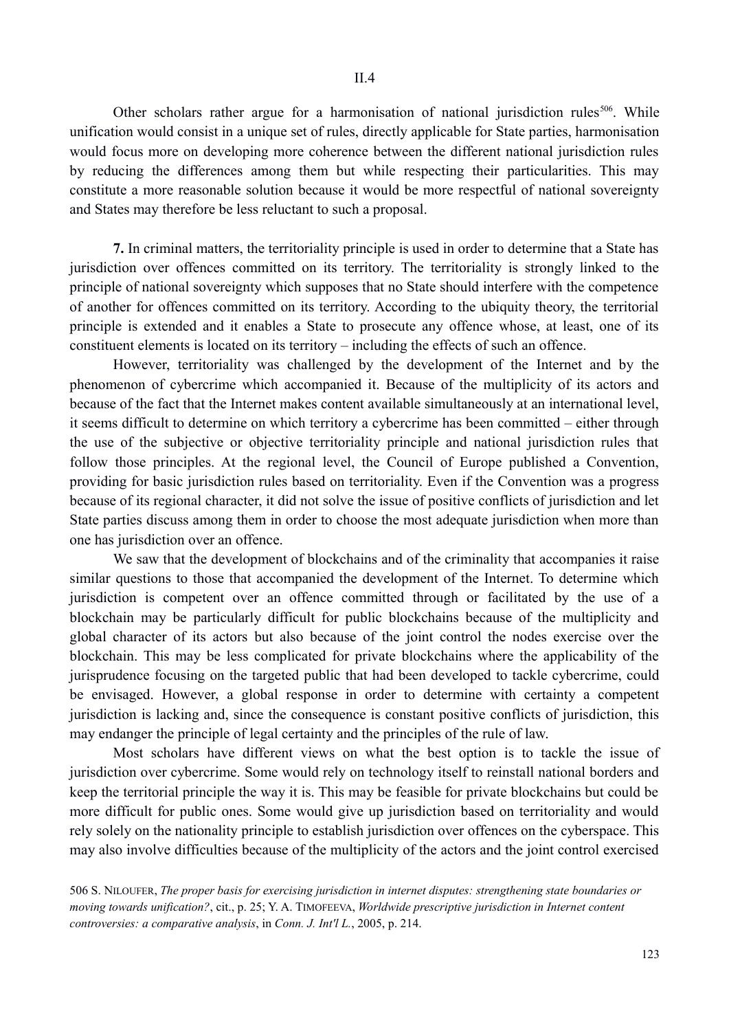Other scholars rather argue for a harmonisation of national jurisdiction rules[506]. While unification would consist in a unique set of rules, directly applicable for State parties, harmonisation would focus more on developing more coherence between the different national jurisdiction rules by reducing the differences among them but while respecting their particularities. This may constitute a more reasonable solution because it would be more respectful of national sovereignty and States may therefore be less reluctant to such a proposal.

**7.** In criminal matters, the territoriality principle is used in order to determine that a State has jurisdiction over offences committed on its territory. The territoriality is strongly linked to the principle of national sovereignty which supposes that no State should interfere with the competence of another for offences committed on its territory. According to the ubiquity theory, the territorial principle is extended and it enables a State to prosecute any offence whose, at least, one of its constituent elements is located on its territory – including the effects of such an offence.

However, territoriality was challenged by the development of the Internet and by the phenomenon of cybercrime which accompanied it. Because of the multiplicity of its actors and because of the fact that the Internet makes content available simultaneously at an international level, it seems difficult to determine on which territory a cybercrime has been committed – either through the use of the subjective or objective territoriality principle and national jurisdiction rules that follow those principles. At the regional level, the Council of Europe published a Convention, providing for basic jurisdiction rules based on territoriality. Even if the Convention was a progress because of its regional character, it did not solve the issue of positive conflicts of jurisdiction and let State parties discuss among them in order to choose the most adequate jurisdiction when more than one has jurisdiction over an offence.

We saw that the development of blockchains and of the criminality that accompanies it raise similar questions to those that accompanied the development of the Internet. To determine which jurisdiction is competent over an offence committed through or facilitated by the use of a blockchain may be particularly difficult for public blockchains because of the multiplicity and global character of its actors but also because of the joint control the nodes exercise over the blockchain. This may be less complicated for private blockchains where the applicability of the jurisprudence focusing on the targeted public that had been developed to tackle cybercrime, could be envisaged. However, a global response in order to determine with certainty a competent jurisdiction is lacking and, since the consequence is constant positive conflicts of jurisdiction, this may endanger the principle of legal certainty and the principles of the rule of law.

Most scholars have different views on what the best option is to tackle the issue of jurisdiction over cybercrime. Some would rely on technology itself to reinstall national borders and keep the territorial principle the way it is. This may be feasible for private blockchains but could be more difficult for public ones. Some would give up jurisdiction based on territoriality and would rely solely on the nationality principle to establish jurisdiction over offences on the cyberspace. This may also involve difficulties because of the multiplicity of the actors and the joint control exercised

506 S. NILOUFER, *The proper basis for exercising jurisdiction in internet disputes: strengthening state boundaries or moving towards unification?*, cit., p. 25; Y. A. TIMOFEEVA, *Worldwide prescriptive jurisdiction in Internet content controversies: a comparative analysis*, in *Conn. J. Int'l L.*, 2005, p. 214.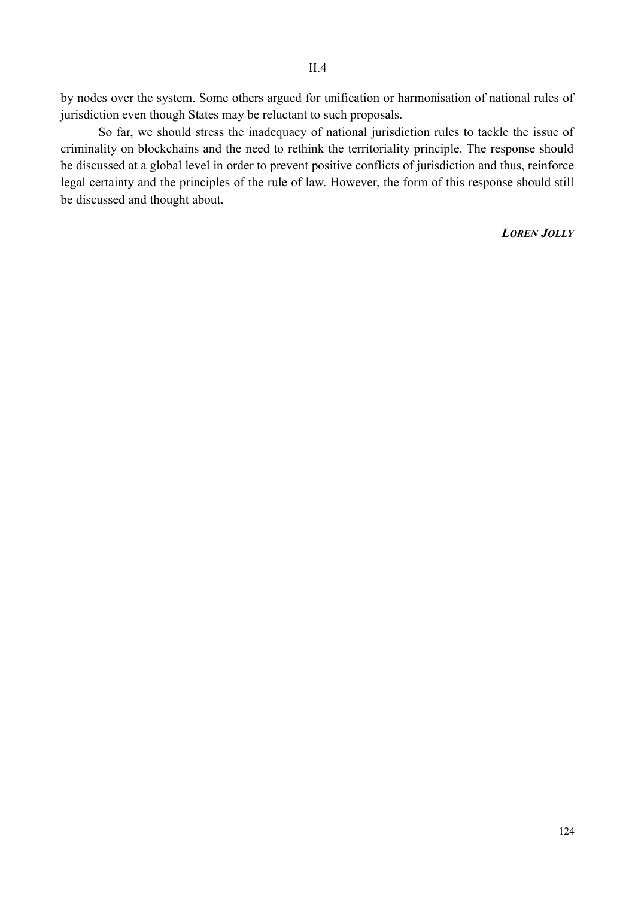by nodes over the system. Some others argued for unification or harmonisation of national rules of jurisdiction even though States may be reluctant to such proposals.

So far, we should stress the inadequacy of national jurisdiction rules to tackle the issue of criminality on blockchains and the need to rethink the territoriality principle. The response should be discussed at a global level in order to prevent positive conflicts of jurisdiction and thus, reinforce legal certainty and the principles of the rule of law. However, the form of this response should still be discussed and thought about.

***LOREN JOLLY***